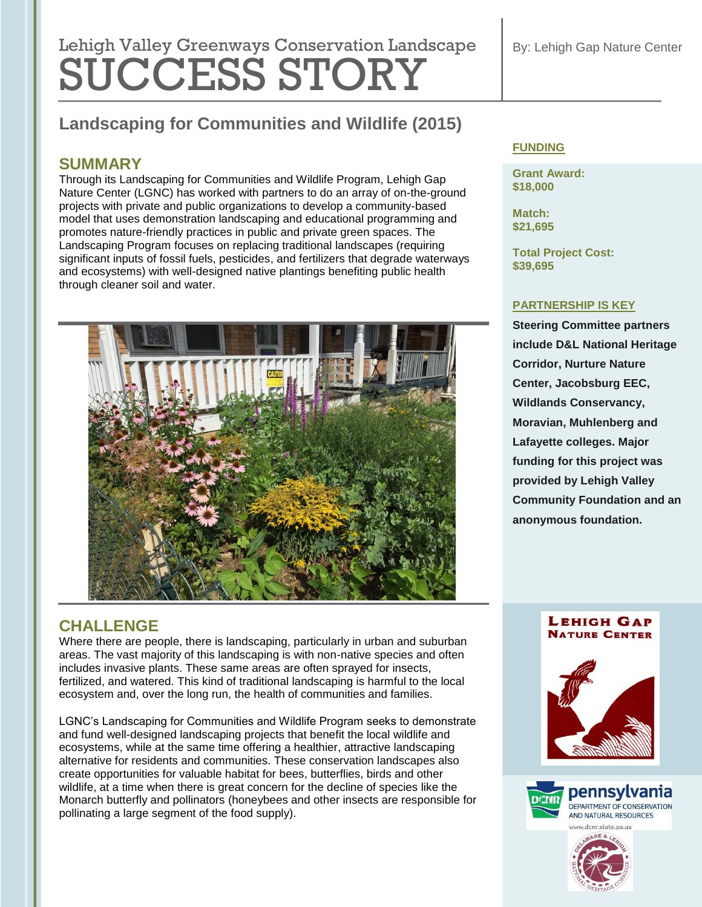Lehigh Valley Greenways Conservation Landscape

# SUCCESS STORY

By: Lehigh Gap Nature Center

## Landscaping for Communities and Wildlife (2015)

## SUMMARY

Through its Landscaping for Communities and Wildlife Program, Lehigh Gap Nature Center (LGNC) has worked with partners to do an array of on-the-ground projects with private and public organizations to develop a community-based model that uses demonstration landscaping and educational programming and promotes nature-friendly practices in public and private green spaces. The Landscaping Program focuses on replacing traditional landscapes (requiring significant inputs of fossil fuels, pesticides, and fertilizers that degrade waterways and ecosystems) with well-designed native plantings benefiting public health through cleaner soil and water.

## CHALLENGE

Where there are people, there is landscaping, particularly in urban and suburban areas. The vast majority of this landscaping is with non-native species and often includes invasive plants. These same areas are often sprayed for insects, fertilized, and watered. This kind of traditional landscaping is harmful to the local ecosystem and, over the long run, the health of communities and families.

LGNC's Landscaping for Communities and Wildlife Program seeks to demonstrate and fund well-designed landscaping projects that benefit the local wildlife and ecosystems, while at the same time offering a healthier, attractive landscaping alternative for residents and communities. These conservation landscapes also create opportunities for valuable habitat for bees, butterflies, birds and other wildlife, at a time when there is great concern for the decline of species like the Monarch butterfly and pollinators (honeybees and other insects are responsible for pollinating a large segment of the food supply).

### FUNDING

**Grant Award:**
**$18,000**

**Match:**
**$21,695**

**Total Project Cost:**
**$39,695**

### PARTNERSHIP IS KEY

**Steering Committee partners include D&L National Heritage Corridor, Nurture Nature Center, Jacobsburg EEC, Wildlands Conservancy, Moravian, Muhlenberg and Lafayette colleges. Major funding for this project was provided by Lehigh Valley Community Foundation and an anonymous foundation.**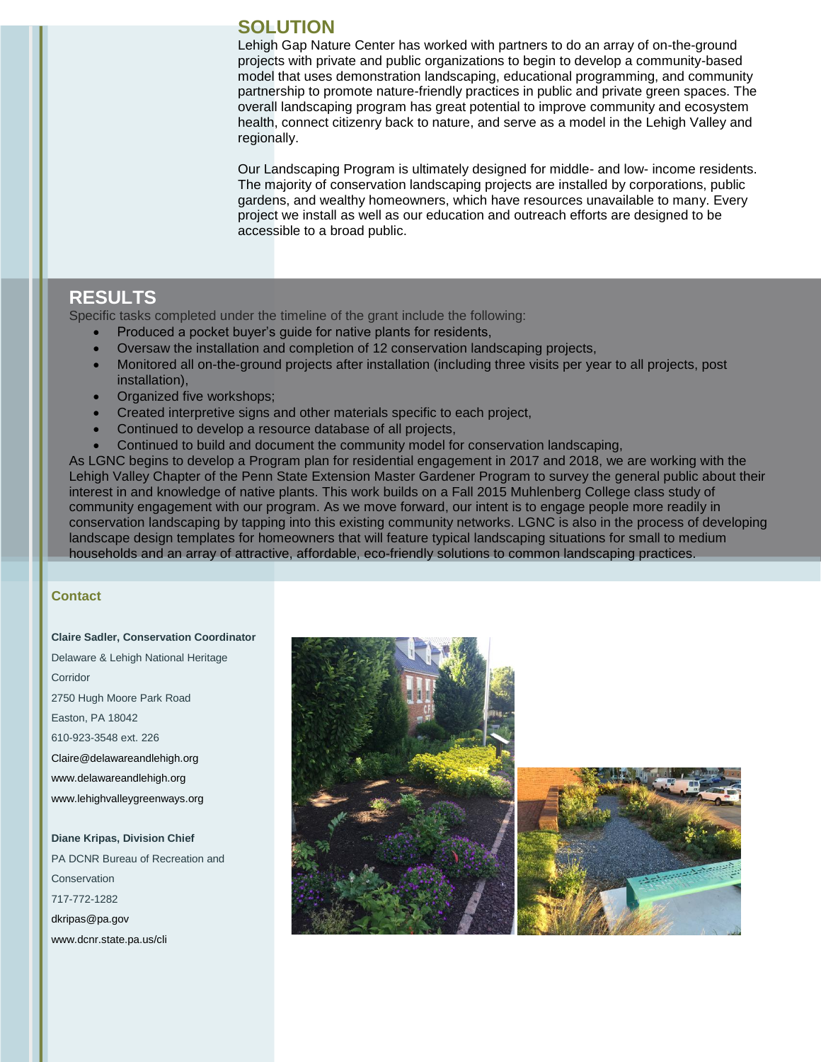## SOLUTION

Lehigh Gap Nature Center has worked with partners to do an array of on-the-ground projects with private and public organizations to begin to develop a community-based model that uses demonstration landscaping, educational programming, and community partnership to promote nature-friendly practices in public and private green spaces. The overall landscaping program has great potential to improve community and ecosystem health, connect citizenry back to nature, and serve as a model in the Lehigh Valley and regionally.

Our Landscaping Program is ultimately designed for middle- and low- income residents. The majority of conservation landscaping projects are installed by corporations, public gardens, and wealthy homeowners, which have resources unavailable to many. Every project we install as well as our education and outreach efforts are designed to be accessible to a broad public.

## RESULTS

Specific tasks completed under the timeline of the grant include the following:

- Produced a pocket buyer's guide for native plants for residents,
- Oversaw the installation and completion of 12 conservation landscaping projects,
- Monitored all on-the-ground projects after installation (including three visits per year to all projects, post installation),
- Organized five workshops;
- Created interpretive signs and other materials specific to each project,
- Continued to develop a resource database of all projects,
- Continued to build and document the community model for conservation landscaping,

As LGNC begins to develop a Program plan for residential engagement in 2017 and 2018, we are working with the Lehigh Valley Chapter of the Penn State Extension Master Gardener Program to survey the general public about their interest in and knowledge of native plants. This work builds on a Fall 2015 Muhlenberg College class study of community engagement with our program. As we move forward, our intent is to engage people more readily in conservation landscaping by tapping into this existing community networks. LGNC is also in the process of developing landscape design templates for homeowners that will feature typical landscaping situations for small to medium households and an array of attractive, affordable, eco-friendly solutions to common landscaping practices.

### Contact

**Claire Sadler, Conservation Coordinator**
Delaware & Lehigh National Heritage Corridor
2750 Hugh Moore Park Road
Easton, PA 18042
610-923-3548 ext. 226
Claire@delawareandlehigh.org
www.delawareandlehigh.org
www.lehighvalleygreenways.org

**Diane Kripas, Division Chief**
PA DCNR Bureau of Recreation and Conservation
717-772-1282
dkripas@pa.gov
www.dcnr.state.pa.us/cli